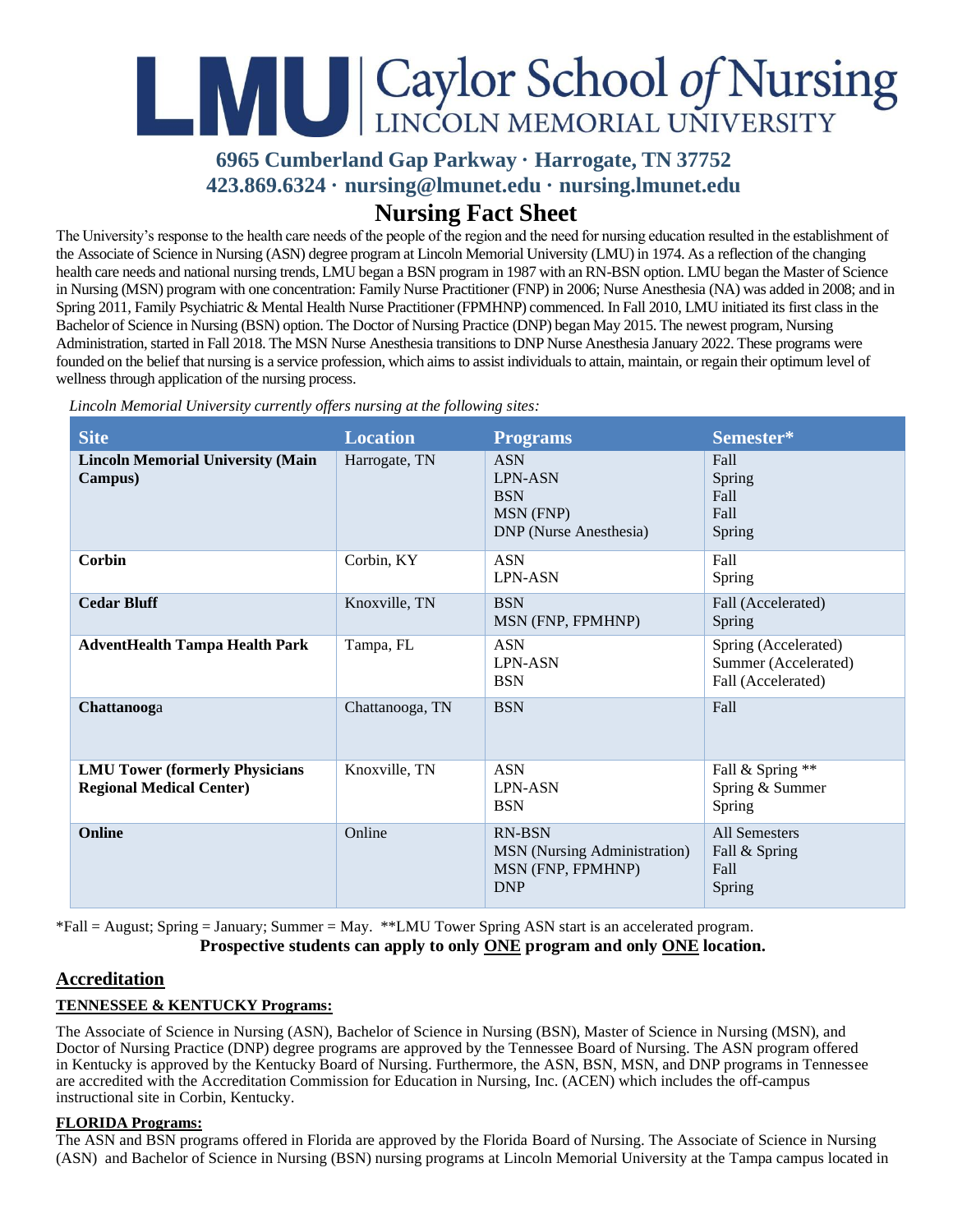# LMU | Caylor School *of* Nursing
LINCOLN MEMORIAL UNIVERSITY

**6965 Cumberland Gap Parkway · Harrogate, TN 37752**
**423.869.6324 · nursing@lmunet.edu · nursing.lmunet.edu**

# Nursing Fact Sheet

The University's response to the health care needs of the people of the region and the need for nursing education resulted in the establishment of the Associate of Science in Nursing (ASN) degree program at Lincoln Memorial University (LMU) in 1974. As a reflection of the changing health care needs and national nursing trends, LMU began a BSN program in 1987 with an RN-BSN option. LMU began the Master of Science in Nursing (MSN) program with one concentration: Family Nurse Practitioner (FNP) in 2006; Nurse Anesthesia (NA) was added in 2008; and in Spring 2011, Family Psychiatric & Mental Health Nurse Practitioner (FPMHNP) commenced. In Fall 2010, LMU initiated its first class in the Bachelor of Science in Nursing (BSN) option. The Doctor of Nursing Practice (DNP) began May 2015. The newest program, Nursing Administration, started in Fall 2018. The MSN Nurse Anesthesia transitions to DNP Nurse Anesthesia January 2022. These programs were founded on the belief that nursing is a service profession, which aims to assist individuals to attain, maintain, or regain their optimum level of wellness through application of the nursing process.

*Lincoln Memorial University currently offers nursing at the following sites:*

| Site | Location | Programs | Semester* |
|---|---|---|---|
| **Lincoln Memorial University (Main Campus)** | Harrogate, TN | ASN<br>LPN-ASN<br>BSN<br>MSN (FNP)<br>DNP (Nurse Anesthesia) | Fall<br>Spring<br>Fall<br>Fall<br>Spring |
| **Corbin** | Corbin, KY | ASN<br>LPN-ASN | Fall<br>Spring |
| **Cedar Bluff** | Knoxville, TN | BSN<br>MSN (FNP, FPMHNP) | Fall (Accelerated)<br>Spring |
| **AdventHealth Tampa Health Park** | Tampa, FL | ASN<br>LPN-ASN<br>BSN | Spring (Accelerated)<br>Summer (Accelerated)<br>Fall (Accelerated) |
| **Chattanooga** | Chattanooga, TN | BSN | Fall |
| **LMU Tower (formerly Physicians Regional Medical Center)** | Knoxville, TN | ASN<br>LPN-ASN<br>BSN | Fall & Spring **<br>Spring & Summer<br>Spring |
| **Online** | Online | RN-BSN<br>MSN (Nursing Administration)<br>MSN (FNP, FPMHNP)<br>DNP | All Semesters<br>Fall & Spring<br>Fall<br>Spring |

*Fall = August; Spring = January; Summer = May. **LMU Tower Spring ASN start is an accelerated program.

**Prospective students can apply to only ONE program and only ONE location.**

## Accreditation

### TENNESSEE & KENTUCKY Programs:

The Associate of Science in Nursing (ASN), Bachelor of Science in Nursing (BSN), Master of Science in Nursing (MSN), and Doctor of Nursing Practice (DNP) degree programs are approved by the Tennessee Board of Nursing. The ASN program offered in Kentucky is approved by the Kentucky Board of Nursing. Furthermore, the ASN, BSN, MSN, and DNP programs in Tennessee are accredited with the Accreditation Commission for Education in Nursing, Inc. (ACEN) which includes the off-campus instructional site in Corbin, Kentucky.

### FLORIDA Programs:

The ASN and BSN programs offered in Florida are approved by the Florida Board of Nursing. The Associate of Science in Nursing (ASN) and Bachelor of Science in Nursing (BSN) nursing programs at Lincoln Memorial University at the Tampa campus located in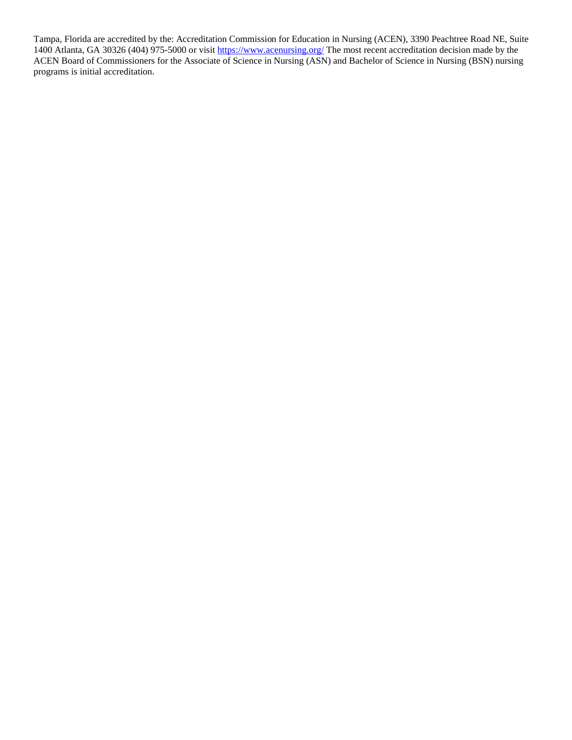Tampa, Florida are accredited by the: Accreditation Commission for Education in Nursing (ACEN), 3390 Peachtree Road NE, Suite 1400 Atlanta, GA 30326 (404) 975-5000 or visit https://www.acenursing.org/ The most recent accreditation decision made by the ACEN Board of Commissioners for the Associate of Science in Nursing (ASN) and Bachelor of Science in Nursing (BSN) nursing programs is initial accreditation.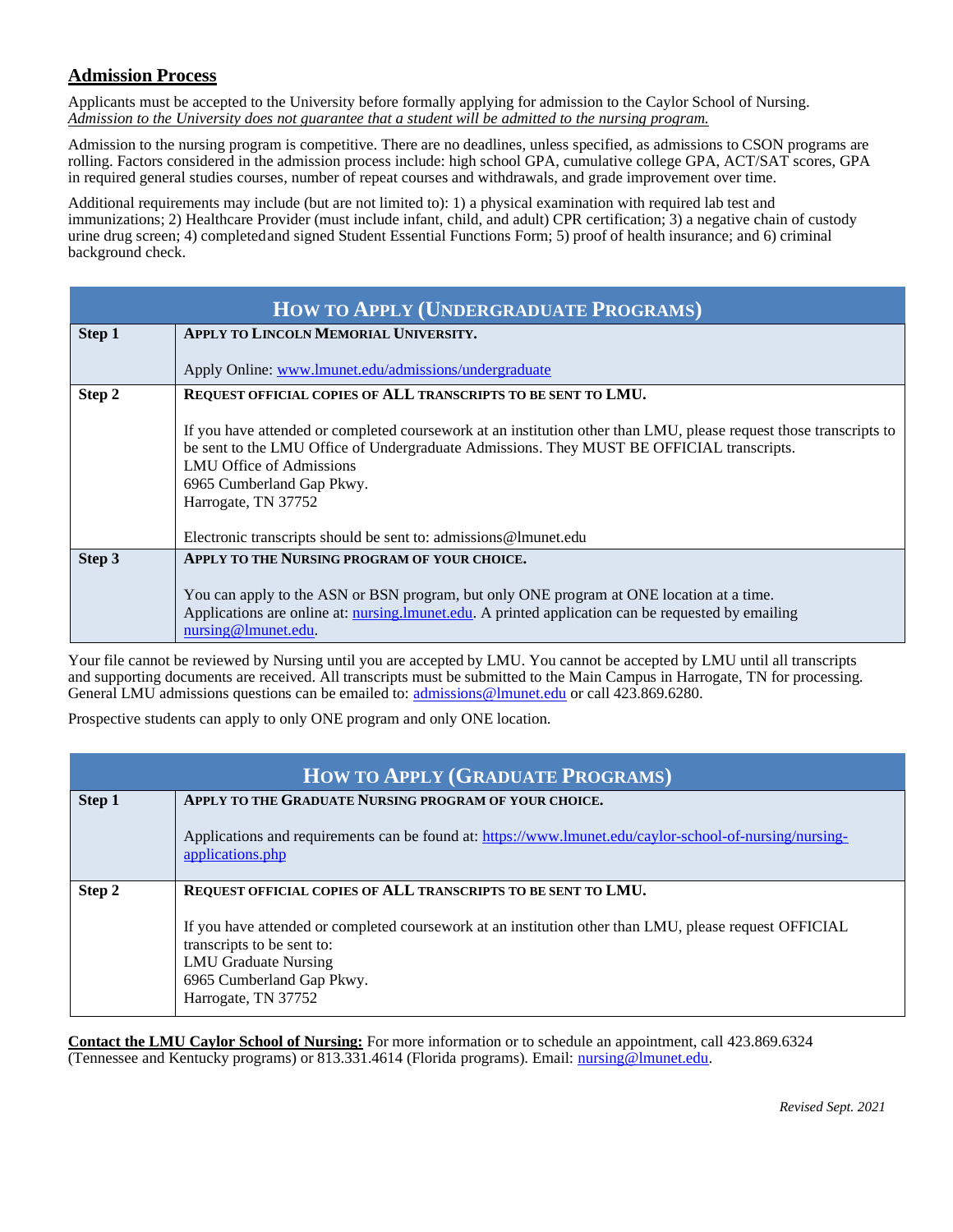## Admission Process

Applicants must be accepted to the University before formally applying for admission to the Caylor School of Nursing. *Admission to the University does not guarantee that a student will be admitted to the nursing program.*

Admission to the nursing program is competitive. There are no deadlines, unless specified, as admissions to CSON programs are rolling. Factors considered in the admission process include: high school GPA, cumulative college GPA, ACT/SAT scores, GPA in required general studies courses, number of repeat courses and withdrawals, and grade improvement over time.

Additional requirements may include (but are not limited to): 1) a physical examination with required lab test and immunizations; 2) Healthcare Provider (must include infant, child, and adult) CPR certification; 3) a negative chain of custody urine drug screen; 4) completed and signed Student Essential Functions Form; 5) proof of health insurance; and 6) criminal background check.

| How to Apply (Undergraduate Programs) | |
|---|---|
| **Step 1** | **APPLY TO LINCOLN MEMORIAL UNIVERSITY.**<br><br>Apply Online: www.lmunet.edu/admissions/undergraduate |
| **Step 2** | **REQUEST OFFICIAL COPIES OF ALL TRANSCRIPTS TO BE SENT TO LMU.**<br><br>If you have attended or completed coursework at an institution other than LMU, please request those transcripts to be sent to the LMU Office of Undergraduate Admissions. They MUST BE OFFICIAL transcripts.<br>LMU Office of Admissions<br>6965 Cumberland Gap Pkwy.<br>Harrogate, TN 37752<br><br>Electronic transcripts should be sent to: admissions@lmunet.edu |
| **Step 3** | **APPLY TO THE NURSING PROGRAM OF YOUR CHOICE.**<br><br>You can apply to the ASN or BSN program, but only ONE program at ONE location at a time.<br>Applications are online at: nursing.lmunet.edu. A printed application can be requested by emailing nursing@lmunet.edu. |

Your file cannot be reviewed by Nursing until you are accepted by LMU. You cannot be accepted by LMU until all transcripts and supporting documents are received. All transcripts must be submitted to the Main Campus in Harrogate, TN for processing. General LMU admissions questions can be emailed to: admissions@lmunet.edu or call 423.869.6280.

Prospective students can apply to only ONE program and only ONE location.

| How to Apply (Graduate Programs) | |
|---|---|
| **Step 1** | **APPLY TO THE GRADUATE NURSING PROGRAM OF YOUR CHOICE.**<br><br>Applications and requirements can be found at: https://www.lmunet.edu/caylor-school-of-nursing/nursing-applications.php |
| **Step 2** | **REQUEST OFFICIAL COPIES OF ALL TRANSCRIPTS TO BE SENT TO LMU.**<br><br>If you have attended or completed coursework at an institution other than LMU, please request OFFICIAL transcripts to be sent to:<br>LMU Graduate Nursing<br>6965 Cumberland Gap Pkwy.<br>Harrogate, TN 37752 |

**Contact the LMU Caylor School of Nursing:** For more information or to schedule an appointment, call 423.869.6324 (Tennessee and Kentucky programs) or 813.331.4614 (Florida programs). Email: nursing@lmunet.edu.

*Revised Sept. 2021*